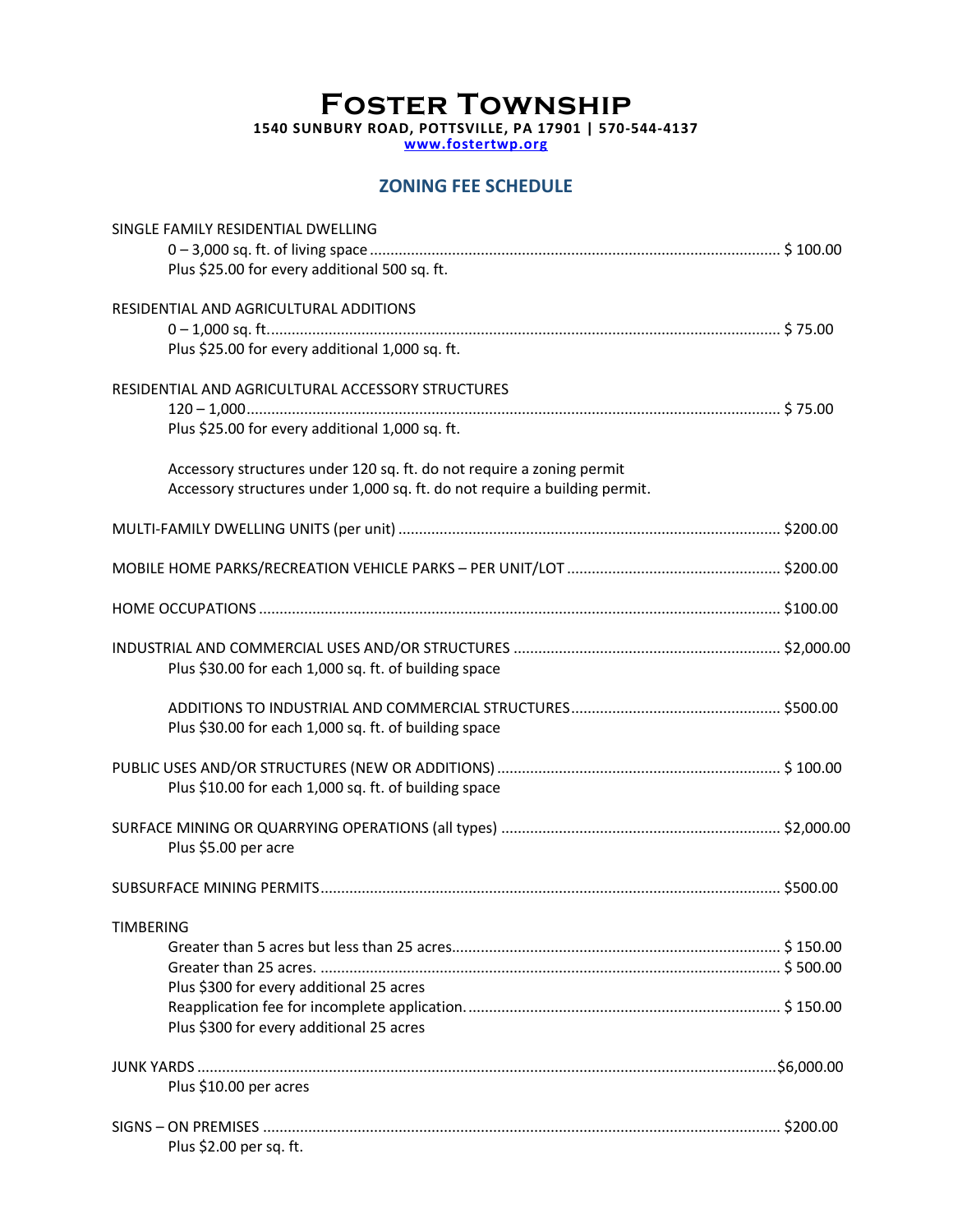# Foster Township

**1540 SUNBURY ROAD, POTTSVILLE, PA 17901 | 570-544-4137**
**www.fostertwp.org**

## ZONING FEE SCHEDULE

SINGLE FAMILY RESIDENTIAL DWELLING
- 0 – 3,000 sq. ft. of living space .................................... $ 100.00
- Plus $25.00 for every additional 500 sq. ft.

RESIDENTIAL AND AGRICULTURAL ADDITIONS
- 0 – 1,000 sq. ft. .................................... $ 75.00
- Plus $25.00 for every additional 1,000 sq. ft.

RESIDENTIAL AND AGRICULTURAL ACCESSORY STRUCTURES
- 120 – 1,000 .................................... $ 75.00
- Plus $25.00 for every additional 1,000 sq. ft.

Accessory structures under 120 sq. ft. do not require a zoning permit
Accessory structures under 1,000 sq. ft. do not require a building permit.

MULTI-FAMILY DWELLING UNITS (per unit) .................................... $200.00

MOBILE HOME PARKS/RECREATION VEHICLE PARKS – PER UNIT/LOT .................................... $200.00

HOME OCCUPATIONS .................................... $100.00

INDUSTRIAL AND COMMERCIAL USES AND/OR STRUCTURES .................................... $2,000.00
- Plus $30.00 for each 1,000 sq. ft. of building space

ADDITIONS TO INDUSTRIAL AND COMMERCIAL STRUCTURES .................................... $500.00
- Plus $30.00 for each 1,000 sq. ft. of building space

PUBLIC USES AND/OR STRUCTURES (NEW OR ADDITIONS) .................................... $ 100.00
- Plus $10.00 for each 1,000 sq. ft. of building space

SURFACE MINING OR QUARRYING OPERATIONS (all types) .................................... $2,000.00
- Plus $5.00 per acre

SUBSURFACE MINING PERMITS .................................... $500.00

TIMBERING
- Greater than 5 acres but less than 25 acres .................................... $ 150.00
- Greater than 25 acres. .................................... $ 500.00
- Plus $300 for every additional 25 acres
- Reapplication fee for incomplete application. .................................... $ 150.00
- Plus $300 for every additional 25 acres

JUNK YARDS .................................... $6,000.00
- Plus $10.00 per acres

SIGNS – ON PREMISES .................................... $200.00
- Plus $2.00 per sq. ft.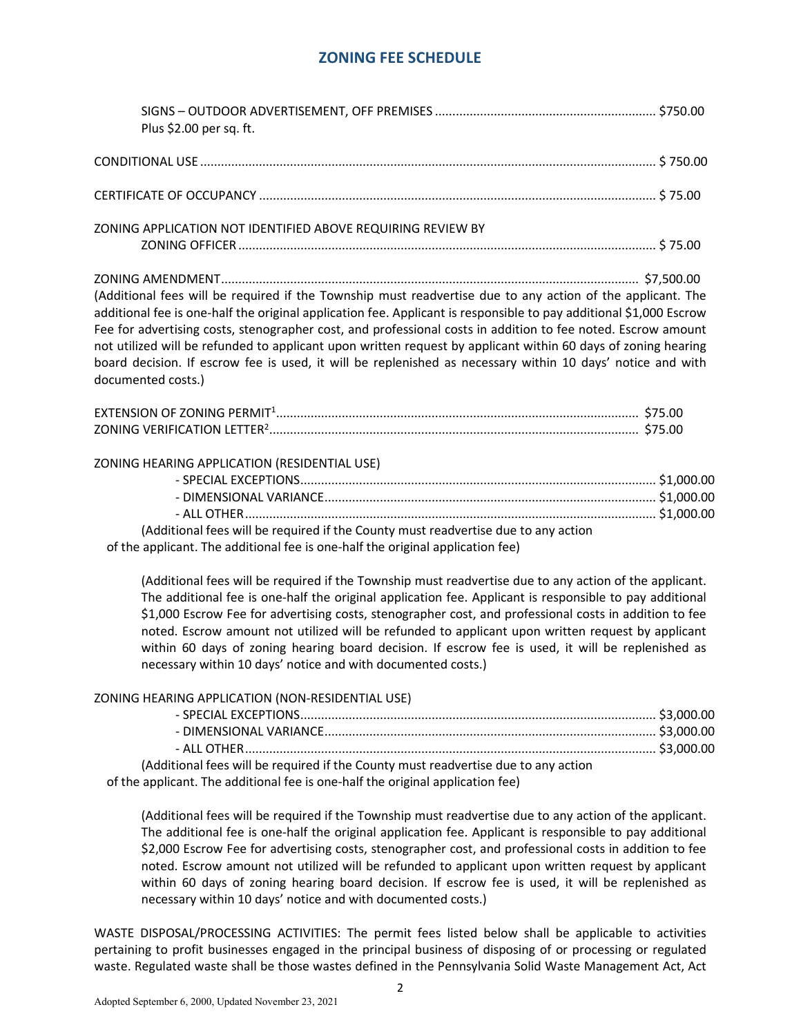## ZONING FEE SCHEDULE

SIGNS – OUTDOOR ADVERTISEMENT, OFF PREMISES ............................................................... $750.00
Plus $2.00 per sq. ft.

CONDITIONAL USE ................................................................................................................... $ 750.00

CERTIFICATE OF OCCUPANCY .................................................................................................. $ 75.00

ZONING APPLICATION NOT IDENTIFIED ABOVE REQUIRING REVIEW BY
ZONING OFFICER ........................................................................................................................ $ 75.00

ZONING AMENDMENT........................................................................................................ $7,500.00
(Additional fees will be required if the Township must readvertise due to any action of the applicant. The additional fee is one-half the original application fee. Applicant is responsible to pay additional $1,000 Escrow Fee for advertising costs, stenographer cost, and professional costs in addition to fee noted. Escrow amount not utilized will be refunded to applicant upon written request by applicant within 60 days of zoning hearing board decision. If escrow fee is used, it will be replenished as necessary within 10 days' notice and with documented costs.)

EXTENSION OF ZONING PERMIT[1]........................................................................................ $75.00
ZONING VERIFICATION LETTER[2]........................................................................................... $75.00

ZONING HEARING APPLICATION (RESIDENTIAL USE)
- SPECIAL EXCEPTIONS...................................................................................................... $1,000.00
- DIMENSIONAL VARIANCE............................................................................................... $1,000.00
- ALL OTHER...................................................................................................................... $1,000.00

(Additional fees will be required if the County must readvertise due to any action of the applicant. The additional fee is one-half the original application fee)

(Additional fees will be required if the Township must readvertise due to any action of the applicant. The additional fee is one-half the original application fee. Applicant is responsible to pay additional $1,000 Escrow Fee for advertising costs, stenographer cost, and professional costs in addition to fee noted. Escrow amount not utilized will be refunded to applicant upon written request by applicant within 60 days of zoning hearing board decision. If escrow fee is used, it will be replenished as necessary within 10 days' notice and with documented costs.)

ZONING HEARING APPLICATION (NON-RESIDENTIAL USE)
- SPECIAL EXCEPTIONS...................................................................................................... $3,000.00
- DIMENSIONAL VARIANCE............................................................................................... $3,000.00
- ALL OTHER...................................................................................................................... $3,000.00

(Additional fees will be required if the County must readvertise due to any action of the applicant. The additional fee is one-half the original application fee)

(Additional fees will be required if the Township must readvertise due to any action of the applicant. The additional fee is one-half the original application fee. Applicant is responsible to pay additional $2,000 Escrow Fee for advertising costs, stenographer cost, and professional costs in addition to fee noted. Escrow amount not utilized will be refunded to applicant upon written request by applicant within 60 days of zoning hearing board decision. If escrow fee is used, it will be replenished as necessary within 10 days' notice and with documented costs.)

WASTE DISPOSAL/PROCESSING ACTIVITIES: The permit fees listed below shall be applicable to activities pertaining to profit businesses engaged in the principal business of disposing of or processing or regulated waste. Regulated waste shall be those wastes defined in the Pennsylvania Solid Waste Management Act, Act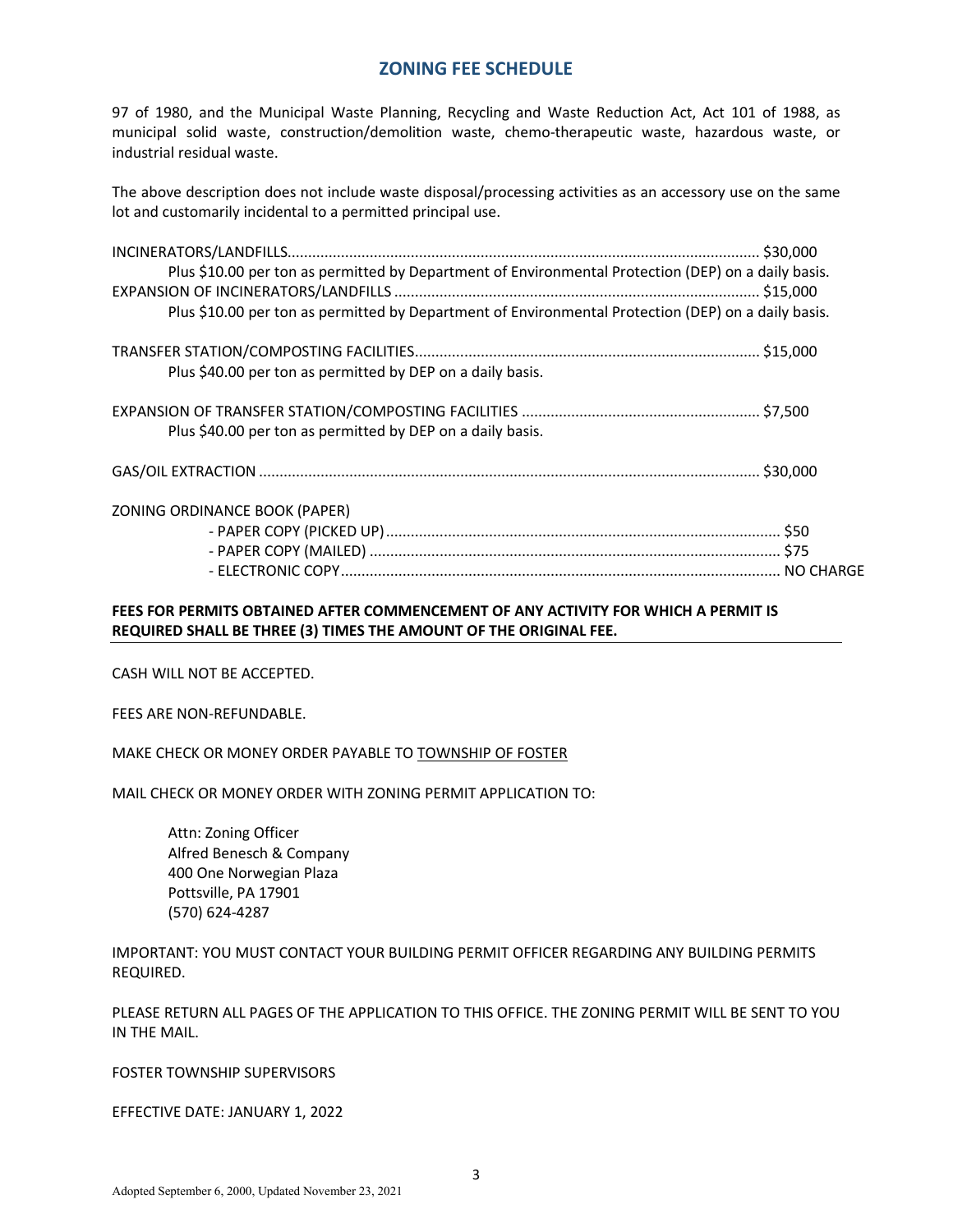## ZONING FEE SCHEDULE

97 of 1980, and the Municipal Waste Planning, Recycling and Waste Reduction Act, Act 101 of 1988, as municipal solid waste, construction/demolition waste, chemo-therapeutic waste, hazardous waste, or industrial residual waste.

The above description does not include waste disposal/processing activities as an accessory use on the same lot and customarily incidental to a permitted principal use.

INCINERATORS/LANDFILLS.................................................................................................................. $30,000
Plus $10.00 per ton as permitted by Department of Environmental Protection (DEP) on a daily basis.
EXPANSION OF INCINERATORS/LANDFILLS ........................................................................................ $15,000
Plus $10.00 per ton as permitted by Department of Environmental Protection (DEP) on a daily basis.

TRANSFER STATION/COMPOSTING FACILITIES................................................................................... $15,000
Plus $40.00 per ton as permitted by DEP on a daily basis.

EXPANSION OF TRANSFER STATION/COMPOSTING FACILITIES .......................................................... $7,500
Plus $40.00 per ton as permitted by DEP on a daily basis.

GAS/OIL EXTRACTION ........................................................................................................................ $30,000

ZONING ORDINANCE BOOK (PAPER)
- PAPER COPY (PICKED UP) ............................................................................................... $50
- PAPER COPY (MAILED) .................................................................................................... $75
- ELECTRONIC COPY.......................................................................................................... NO CHARGE

**FEES FOR PERMITS OBTAINED AFTER COMMENCEMENT OF ANY ACTIVITY FOR WHICH A PERMIT IS REQUIRED SHALL BE THREE (3) TIMES THE AMOUNT OF THE ORIGINAL FEE.**

CASH WILL NOT BE ACCEPTED.

FEES ARE NON-REFUNDABLE.

MAKE CHECK OR MONEY ORDER PAYABLE TO TOWNSHIP OF FOSTER

MAIL CHECK OR MONEY ORDER WITH ZONING PERMIT APPLICATION TO:

Attn: Zoning Officer
Alfred Benesch & Company
400 One Norwegian Plaza
Pottsville, PA 17901
(570) 624-4287

IMPORTANT: YOU MUST CONTACT YOUR BUILDING PERMIT OFFICER REGARDING ANY BUILDING PERMITS REQUIRED.

PLEASE RETURN ALL PAGES OF THE APPLICATION TO THIS OFFICE. THE ZONING PERMIT WILL BE SENT TO YOU IN THE MAIL.

FOSTER TOWNSHIP SUPERVISORS

EFFECTIVE DATE: JANUARY 1, 2022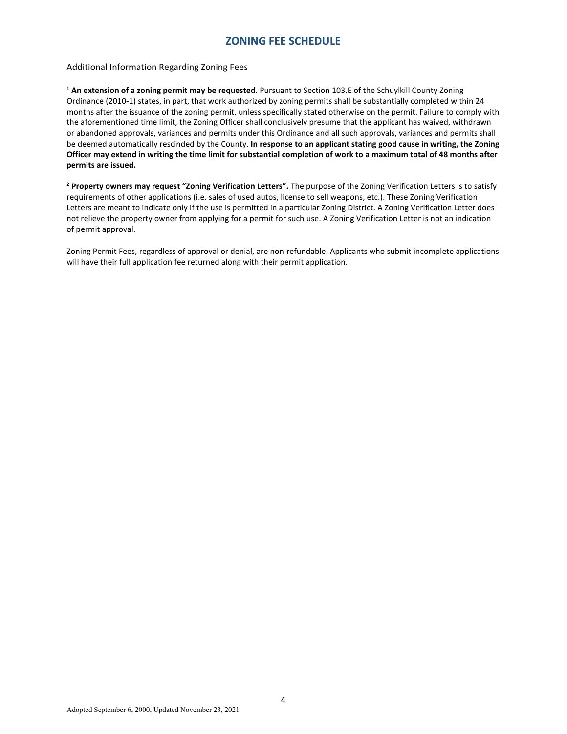# ZONING FEE SCHEDULE

Additional Information Regarding Zoning Fees

[1] **An extension of a zoning permit may be requested**. Pursuant to Section 103.E of the Schuylkill County Zoning Ordinance (2010-1) states, in part, that work authorized by zoning permits shall be substantially completed within 24 months after the issuance of the zoning permit, unless specifically stated otherwise on the permit. Failure to comply with the aforementioned time limit, the Zoning Officer shall conclusively presume that the applicant has waived, withdrawn or abandoned approvals, variances and permits under this Ordinance and all such approvals, variances and permits shall be deemed automatically rescinded by the County. **In response to an applicant stating good cause in writing, the Zoning Officer may extend in writing the time limit for substantial completion of work to a maximum total of 48 months after permits are issued.**

[2] **Property owners may request "Zoning Verification Letters".** The purpose of the Zoning Verification Letters is to satisfy requirements of other applications (i.e. sales of used autos, license to sell weapons, etc.). These Zoning Verification Letters are meant to indicate only if the use is permitted in a particular Zoning District. A Zoning Verification Letter does not relieve the property owner from applying for a permit for such use. A Zoning Verification Letter is not an indication of permit approval.

Zoning Permit Fees, regardless of approval or denial, are non-refundable. Applicants who submit incomplete applications will have their full application fee returned along with their permit application.